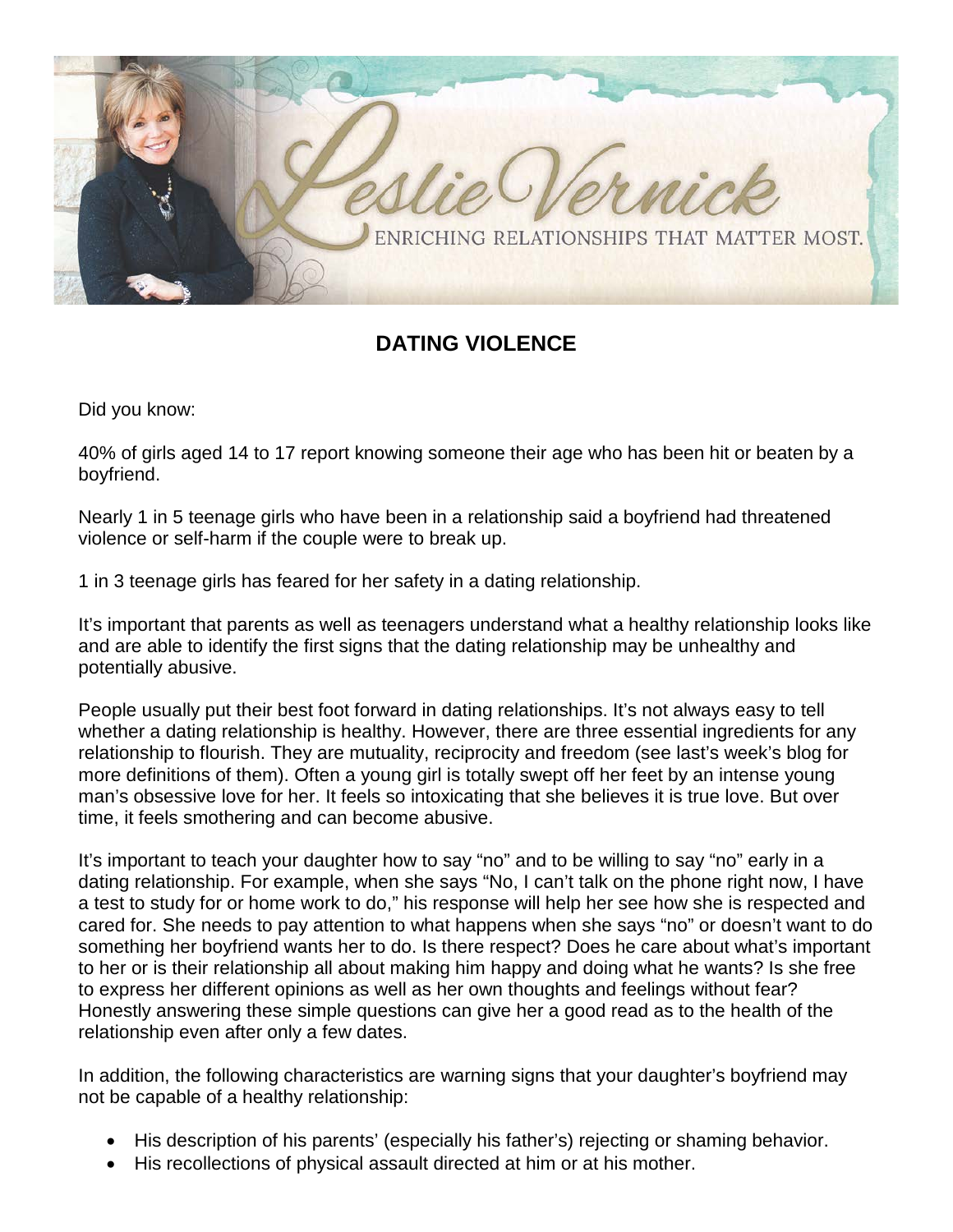Leslie Vernick

ENRICHING RELATIONSHIPS THAT MATTER MOST.

# DATING VIOLENCE

Did you know:

40% of girls aged 14 to 17 report knowing someone their age who has been hit or beaten by a boyfriend.

Nearly 1 in 5 teenage girls who have been in a relationship said a boyfriend had threatened violence or self-harm if the couple were to break up.

1 in 3 teenage girls has feared for her safety in a dating relationship.

It's important that parents as well as teenagers understand what a healthy relationship looks like and are able to identify the first signs that the dating relationship may be unhealthy and potentially abusive.

People usually put their best foot forward in dating relationships. It's not always easy to tell whether a dating relationship is healthy. However, there are three essential ingredients for any relationship to flourish. They are mutuality, reciprocity and freedom (see last's week's blog for more definitions of them). Often a young girl is totally swept off her feet by an intense young man's obsessive love for her. It feels so intoxicating that she believes it is true love. But over time, it feels smothering and can become abusive.

It's important to teach your daughter how to say "no" and to be willing to say "no" early in a dating relationship. For example, when she says "No, I can't talk on the phone right now, I have a test to study for or home work to do," his response will help her see how she is respected and cared for. She needs to pay attention to what happens when she says "no" or doesn't want to do something her boyfriend wants her to do. Is there respect? Does he care about what's important to her or is their relationship all about making him happy and doing what he wants? Is she free to express her different opinions as well as her own thoughts and feelings without fear? Honestly answering these simple questions can give her a good read as to the health of the relationship even after only a few dates.

In addition, the following characteristics are warning signs that your daughter's boyfriend may not be capable of a healthy relationship:

- His description of his parents' (especially his father's) rejecting or shaming behavior.
- His recollections of physical assault directed at him or at his mother.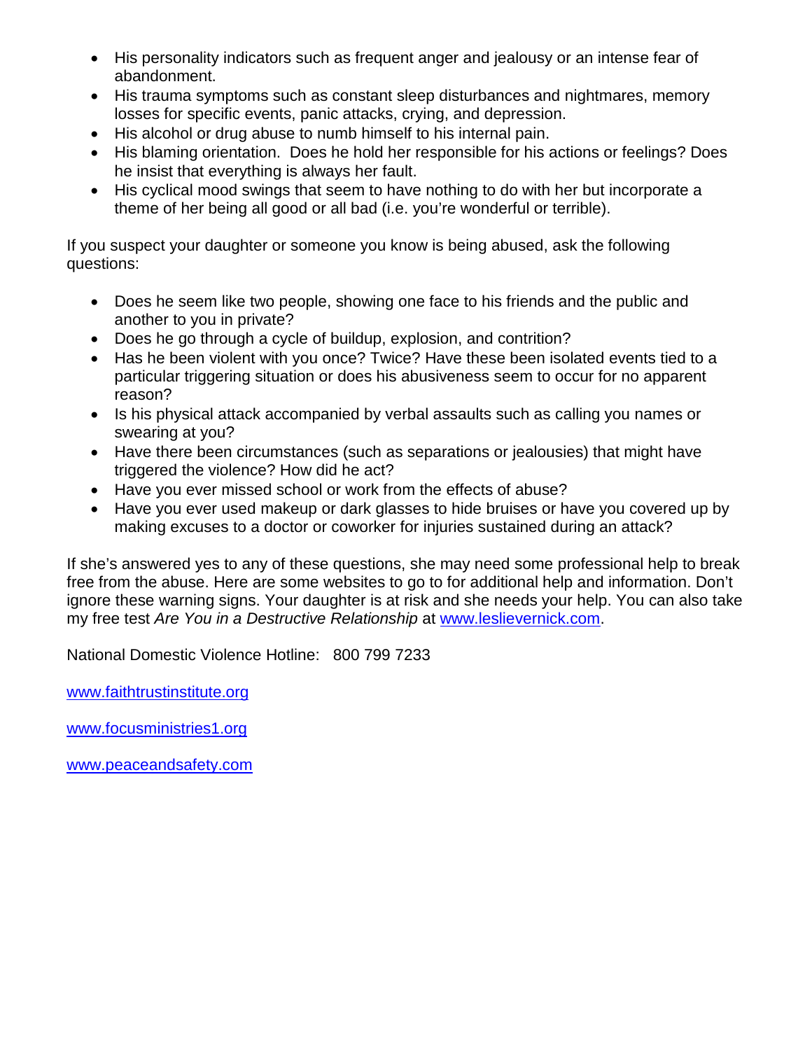- His personality indicators such as frequent anger and jealousy or an intense fear of abandonment.
- His trauma symptoms such as constant sleep disturbances and nightmares, memory losses for specific events, panic attacks, crying, and depression.
- His alcohol or drug abuse to numb himself to his internal pain.
- His blaming orientation. Does he hold her responsible for his actions or feelings? Does he insist that everything is always her fault.
- His cyclical mood swings that seem to have nothing to do with her but incorporate a theme of her being all good or all bad (i.e. you're wonderful or terrible).

If you suspect your daughter or someone you know is being abused, ask the following questions:

- Does he seem like two people, showing one face to his friends and the public and another to you in private?
- Does he go through a cycle of buildup, explosion, and contrition?
- Has he been violent with you once? Twice? Have these been isolated events tied to a particular triggering situation or does his abusiveness seem to occur for no apparent reason?
- Is his physical attack accompanied by verbal assaults such as calling you names or swearing at you?
- Have there been circumstances (such as separations or jealousies) that might have triggered the violence? How did he act?
- Have you ever missed school or work from the effects of abuse?
- Have you ever used makeup or dark glasses to hide bruises or have you covered up by making excuses to a doctor or coworker for injuries sustained during an attack?

If she's answered yes to any of these questions, she may need some professional help to break free from the abuse. Here are some websites to go to for additional help and information. Don't ignore these warning signs. Your daughter is at risk and she needs your help. You can also take my free test *Are You in a Destructive Relationship* at www.leslievernick.com.

National Domestic Violence Hotline: 800 799 7233

www.faithtrustinstitute.org

www.focusministries1.org

www.peaceandsafety.com